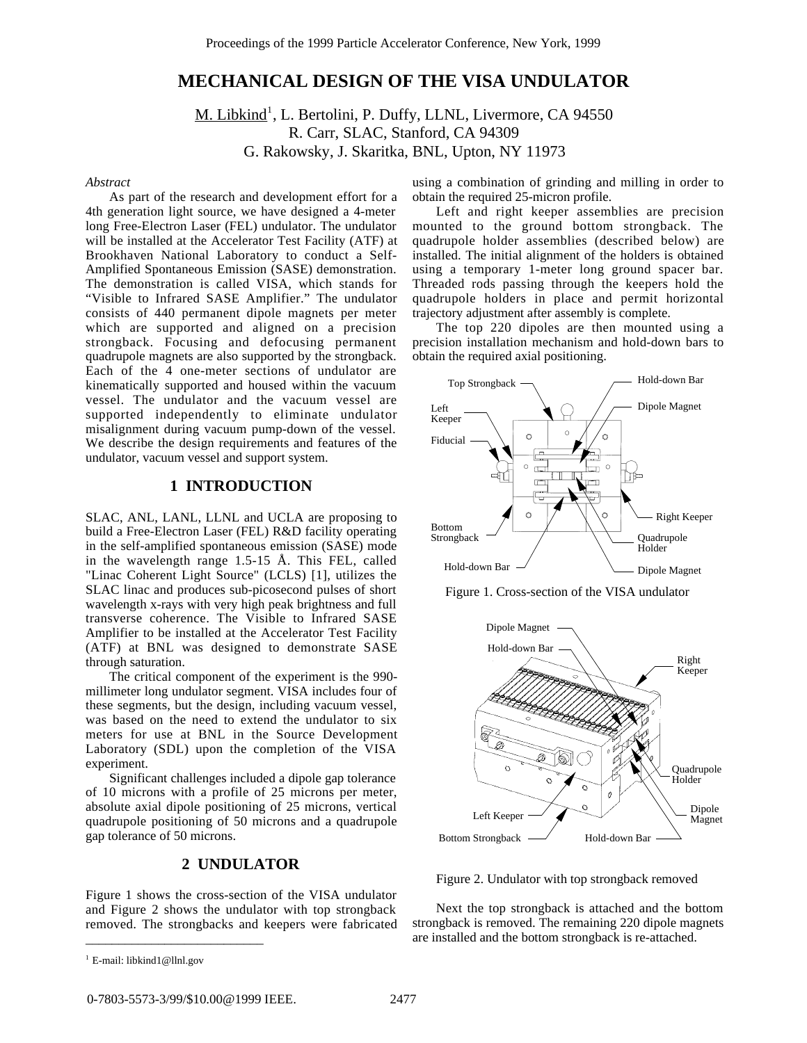# MECHANICAL DESIGN OF THE VISA UNDULATOR

M. Libkind[1], L. Bertolini, P. Duffy, LLNL, Livermore, CA 94550
R. Carr, SLAC, Stanford, CA 94309
G. Rakowsky, J. Skaritka, BNL, Upton, NY 11973

*Abstract*

As part of the research and development effort for a 4th generation light source, we have designed a 4-meter long Free-Electron Laser (FEL) undulator. The undulator will be installed at the Accelerator Test Facility (ATF) at Brookhaven National Laboratory to conduct a Self-Amplified Spontaneous Emission (SASE) demonstration. The demonstration is called VISA, which stands for "Visible to Infrared SASE Amplifier." The undulator consists of 440 permanent dipole magnets per meter which are supported and aligned on a precision strongback. Focusing and defocusing permanent quadrupole magnets are also supported by the strongback. Each of the 4 one-meter sections of undulator are kinematically supported and housed within the vacuum vessel. The undulator and the vacuum vessel are supported independently to eliminate undulator misalignment during vacuum pump-down of the vessel. We describe the design requirements and features of the undulator, vacuum vessel and support system.

## 1 INTRODUCTION

SLAC, ANL, LANL, LLNL and UCLA are proposing to build a Free-Electron Laser (FEL) R&D facility operating in the self-amplified spontaneous emission (SASE) mode in the wavelength range 1.5-15 Å. This FEL, called "Linac Coherent Light Source" (LCLS) [1], utilizes the SLAC linac and produces sub-picosecond pulses of short wavelength x-rays with very high peak brightness and full transverse coherence. The Visible to Infrared SASE Amplifier to be installed at the Accelerator Test Facility (ATF) at BNL was designed to demonstrate SASE through saturation.

The critical component of the experiment is the 990-millimeter long undulator segment. VISA includes four of these segments, but the design, including vacuum vessel, was based on the need to extend the undulator to six meters for use at BNL in the Source Development Laboratory (SDL) upon the completion of the VISA experiment.

Significant challenges included a dipole gap tolerance of 10 microns with a profile of 25 microns per meter, absolute axial dipole positioning of 25 microns, vertical quadrupole positioning of 50 microns and a quadrupole gap tolerance of 50 microns.

## 2 UNDULATOR

Figure 1 shows the cross-section of the VISA undulator and Figure 2 shows the undulator with top strongback removed. The strongbacks and keepers were fabricated using a combination of grinding and milling in order to obtain the required 25-micron profile.

Left and right keeper assemblies are precision mounted to the ground bottom strongback. The quadrupole holder assemblies (described below) are installed. The initial alignment of the holders is obtained using a temporary 1-meter long ground spacer bar. Threaded rods passing through the keepers hold the quadrupole holders in place and permit horizontal trajectory adjustment after assembly is complete.

The top 220 dipoles are then mounted using a precision installation mechanism and hold-down bars to obtain the required axial positioning.

Top Strongback
Hold-down Bar
Left Keeper
Dipole Magnet
Fiducial
Right Keeper
Bottom Strongback
Quadrupole Holder
Hold-down Bar
Dipole Magnet

Figure 1. Cross-section of the VISA undulator

Dipole Magnet
Hold-down Bar
Right Keeper
Quadrupole Holder
Dipole Magnet
Left Keeper
Bottom Strongback
Hold-down Bar

Figure 2. Undulator with top strongback removed

Next the top strongback is attached and the bottom strongback is removed. The remaining 220 dipole magnets are installed and the bottom strongback is re-attached.

[1] E-mail: libkind1@llnl.gov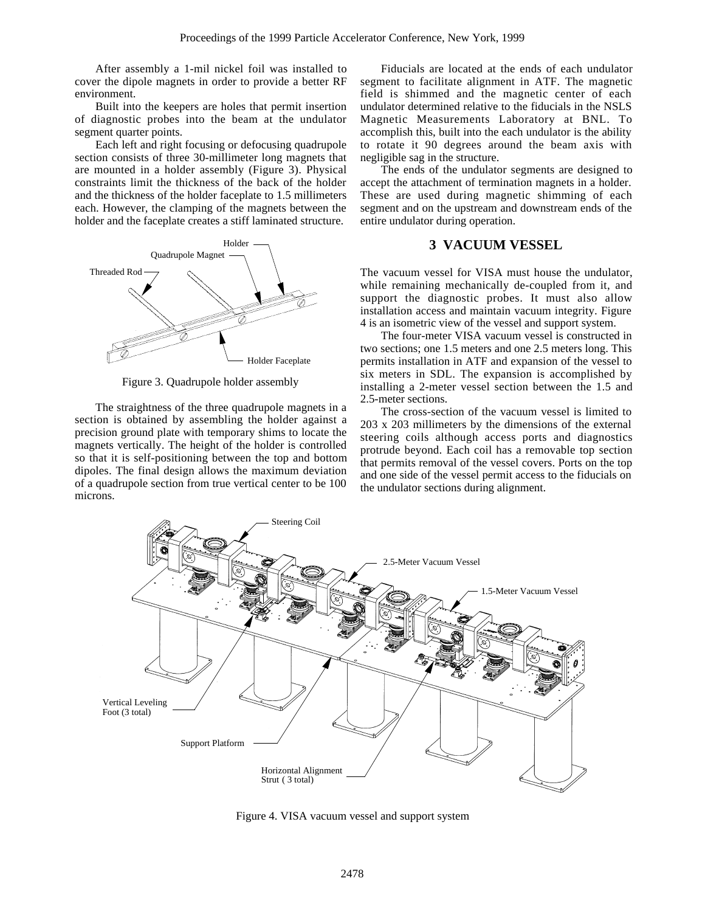After assembly a 1-mil nickel foil was installed to cover the dipole magnets in order to provide a better RF environment.

Built into the keepers are holes that permit insertion of diagnostic probes into the beam at the undulator segment quarter points.

Each left and right focusing or defocusing quadrupole section consists of three 30-millimeter long magnets that are mounted in a holder assembly (Figure 3). Physical constraints limit the thickness of the back of the holder and the thickness of the holder faceplate to 1.5 millimeters each. However, the clamping of the magnets between the holder and the faceplate creates a stiff laminated structure.

Holder
Quadrupole Magnet
Threaded Rod
Holder Faceplate

Figure 3. Quadrupole holder assembly

The straightness of the three quadrupole magnets in a section is obtained by assembling the holder against a precision ground plate with temporary shims to locate the magnets vertically. The height of the holder is controlled so that it is self-positioning between the top and bottom dipoles. The final design allows the maximum deviation of a quadrupole section from true vertical center to be 100 microns.

Fiducials are located at the ends of each undulator segment to facilitate alignment in ATF. The magnetic field is shimmed and the magnetic center of each undulator determined relative to the fiducials in the NSLS Magnetic Measurements Laboratory at BNL. To accomplish this, built into the each undulator is the ability to rotate it 90 degrees around the beam axis with negligible sag in the structure.

The ends of the undulator segments are designed to accept the attachment of termination magnets in a holder. These are used during magnetic shimming of each segment and on the upstream and downstream ends of the entire undulator during operation.

## 3 VACUUM VESSEL

The vacuum vessel for VISA must house the undulator, while remaining mechanically de-coupled from it, and support the diagnostic probes. It must also allow installation access and maintain vacuum integrity. Figure 4 is an isometric view of the vessel and support system.

The four-meter VISA vacuum vessel is constructed in two sections; one 1.5 meters and one 2.5 meters long. This permits installation in ATF and expansion of the vessel to six meters in SDL. The expansion is accomplished by installing a 2-meter vessel section between the 1.5 and 2.5-meter sections.

The cross-section of the vacuum vessel is limited to 203 x 203 millimeters by the dimensions of the external steering coils although access ports and diagnostics protrude beyond. Each coil has a removable top section that permits removal of the vessel covers. Ports on the top and one side of the vessel permit access to the fiducials on the undulator sections during alignment.

Steering Coil
2.5-Meter Vacuum Vessel
1.5-Meter Vacuum Vessel
Vertical Leveling Foot (3 total)
Support Platform
Horizontal Alignment Strut ( 3 total)

Figure 4. VISA vacuum vessel and support system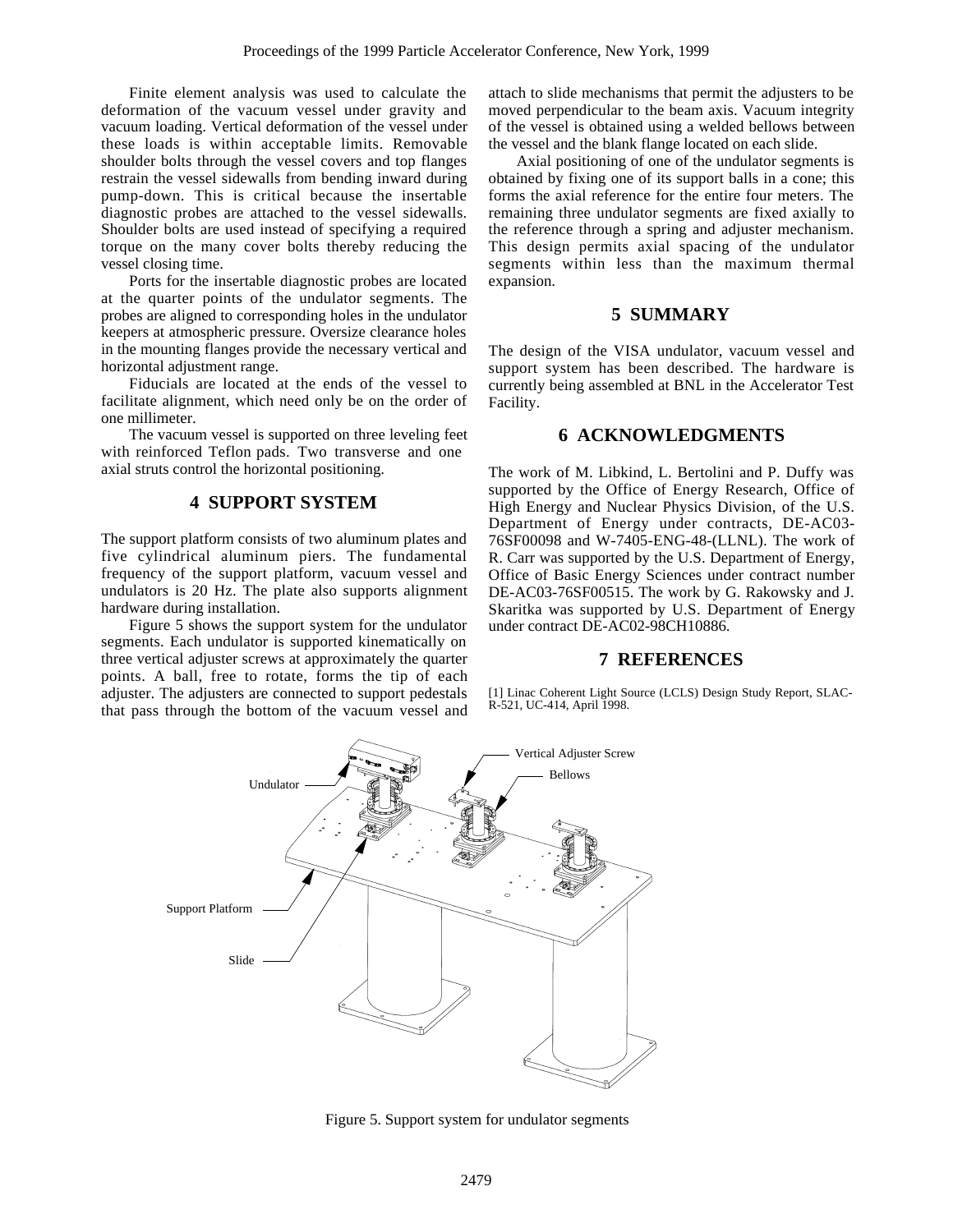Finite element analysis was used to calculate the deformation of the vacuum vessel under gravity and vacuum loading. Vertical deformation of the vessel under these loads is within acceptable limits. Removable shoulder bolts through the vessel covers and top flanges restrain the vessel sidewalls from bending inward during pump-down. This is critical because the insertable diagnostic probes are attached to the vessel sidewalls. Shoulder bolts are used instead of specifying a required torque on the many cover bolts thereby reducing the vessel closing time.

Ports for the insertable diagnostic probes are located at the quarter points of the undulator segments. The probes are aligned to corresponding holes in the undulator keepers at atmospheric pressure. Oversize clearance holes in the mounting flanges provide the necessary vertical and horizontal adjustment range.

Fiducials are located at the ends of the vessel to facilitate alignment, which need only be on the order of one millimeter.

The vacuum vessel is supported on three leveling feet with reinforced Teflon pads. Two transverse and one axial struts control the horizontal positioning.

## 4 SUPPORT SYSTEM

The support platform consists of two aluminum plates and five cylindrical aluminum piers. The fundamental frequency of the support platform, vacuum vessel and undulators is 20 Hz. The plate also supports alignment hardware during installation.

Figure 5 shows the support system for the undulator segments. Each undulator is supported kinematically on three vertical adjuster screws at approximately the quarter points. A ball, free to rotate, forms the tip of each adjuster. The adjusters are connected to support pedestals that pass through the bottom of the vacuum vessel and attach to slide mechanisms that permit the adjusters to be moved perpendicular to the beam axis. Vacuum integrity of the vessel is obtained using a welded bellows between the vessel and the blank flange located on each slide.

Axial positioning of one of the undulator segments is obtained by fixing one of its support balls in a cone; this forms the axial reference for the entire four meters. The remaining three undulator segments are fixed axially to the reference through a spring and adjuster mechanism. This design permits axial spacing of the undulator segments within less than the maximum thermal expansion.

## 5 SUMMARY

The design of the VISA undulator, vacuum vessel and support system has been described. The hardware is currently being assembled at BNL in the Accelerator Test Facility.

## 6 ACKNOWLEDGMENTS

The work of M. Libkind, L. Bertolini and P. Duffy was supported by the Office of Energy Research, Office of High Energy and Nuclear Physics Division, of the U.S. Department of Energy under contracts, DE-AC03-76SF00098 and W-7405-ENG-48-(LLNL). The work of R. Carr was supported by the U.S. Department of Energy, Office of Basic Energy Sciences under contract number DE-AC03-76SF00515. The work by G. Rakowsky and J. Skaritka was supported by U.S. Department of Energy under contract DE-AC02-98CH10886.

## 7 REFERENCES

[1] Linac Coherent Light Source (LCLS) Design Study Report, SLAC-R-521, UC-414, April 1998.

Vertical Adjuster Screw

Bellows

Undulator

Support Platform

Slide

Figure 5. Support system for undulator segments